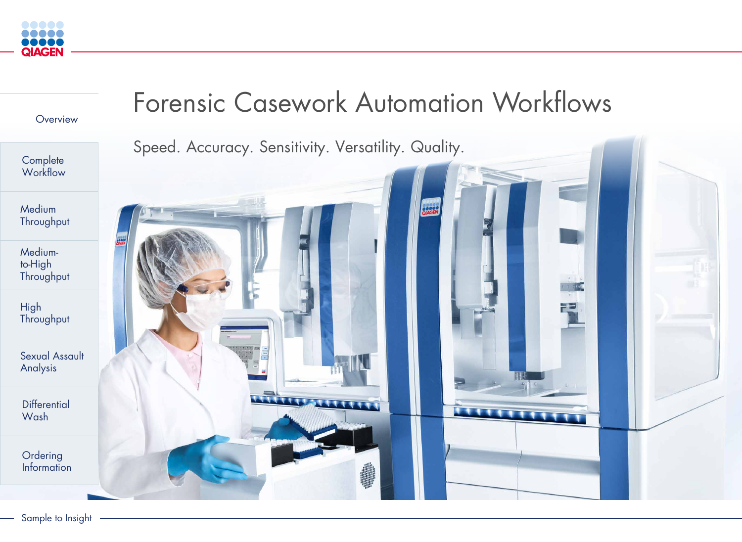# Forensic Casework Automation Workflows

Speed. Accuracy. Sensitivity. Versatility. Quality.

- Overview
- Complete Workflow
- Medium Throughput
- Medium-to-High Throughput
- High Throughput
- Sexual Assault Analysis
- Differential Wash
- Ordering Information

Sample to Insight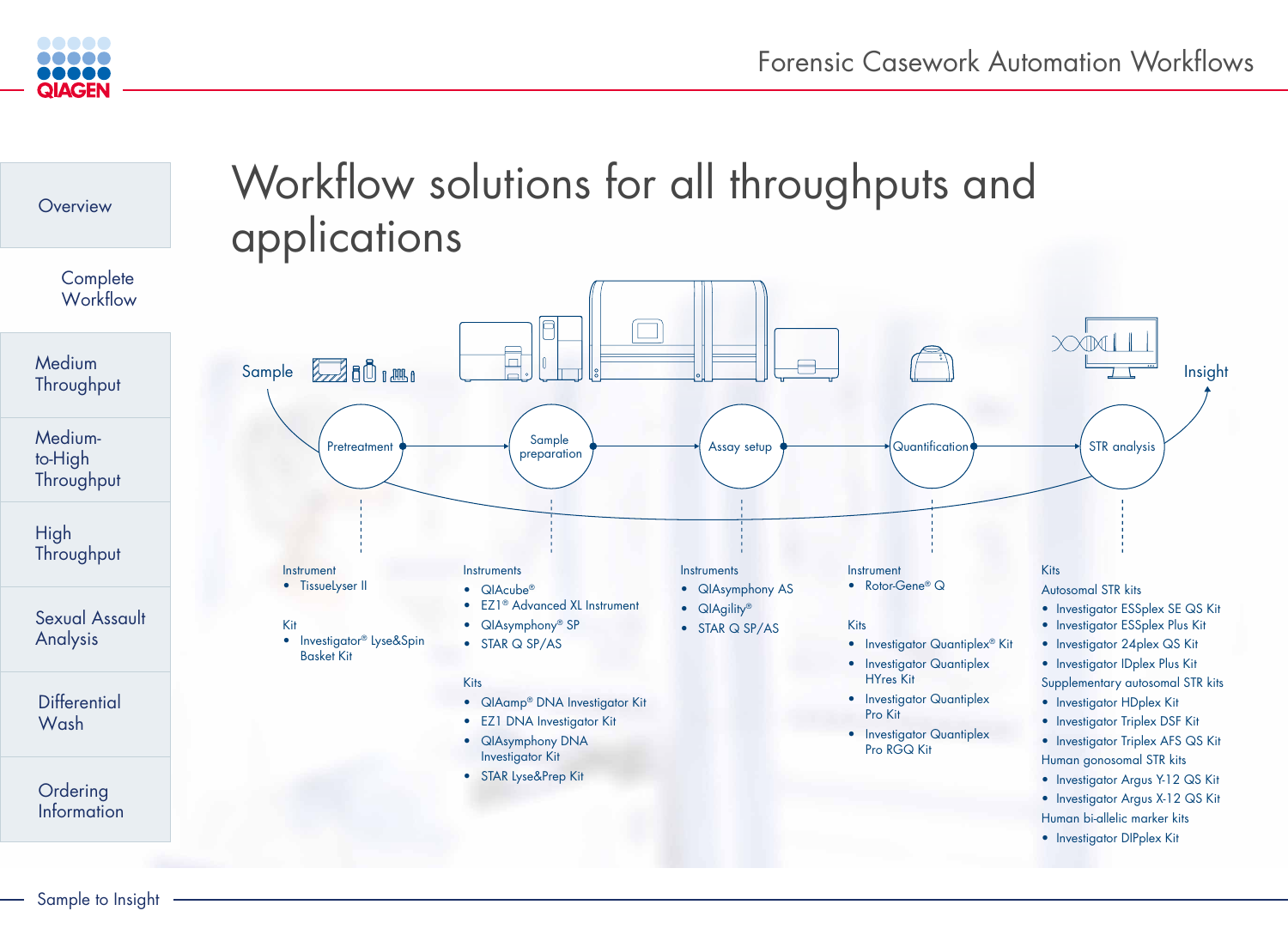# Workflow solutions for all throughputs and applications

Sample → Pretreatment → Sample preparation → Assay setup → Quantification → STR analysis → Insight

## Pretreatment

Instrument
- TissueLyser II

Kit
- Investigator® Lyse&Spin Basket Kit

## Sample preparation

Instruments
- QIAcube®
- EZ1® Advanced XL Instrument
- QIAsymphony® SP
- STAR Q SP/AS

Kits
- QIAamp® DNA Investigator Kit
- EZ1 DNA Investigator Kit
- QIAsymphony DNA Investigator Kit
- STAR Lyse&Prep Kit

## Assay setup

Instruments
- QIAsymphony AS
- QIAgility®
- STAR Q SP/AS

## Quantification

Instrument
- Rotor-Gene® Q

Kits
- Investigator Quantiplex® Kit
- Investigator Quantiplex HYres Kit
- Investigator Quantiplex Pro Kit
- Investigator Quantiplex Pro RGQ Kit

## STR analysis

Kits

Autosomal STR kits
- Investigator ESSplex SE QS Kit
- Investigator ESSplex Plus Kit
- Investigator 24plex QS Kit
- Investigator IDplex Plus Kit

Supplementary autosomal STR kits
- Investigator HDplex Kit
- Investigator Triplex DSF Kit
- Investigator Triplex AFS QS Kit

Human gonosomal STR kits
- Investigator Argus Y-12 QS Kit
- Investigator Argus X-12 QS Kit

Human bi-allelic marker kits
- Investigator DIPplex Kit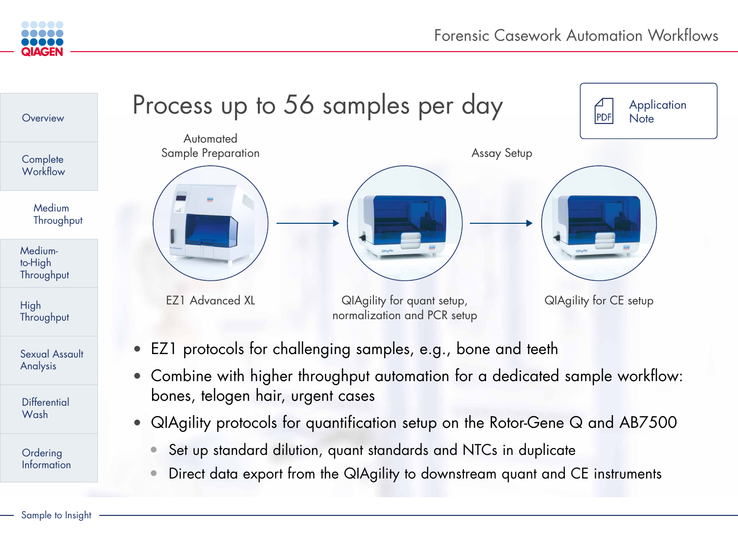Overview

Complete Workflow

Medium Throughput

Medium-to-High Throughput

High Throughput

Sexual Assault Analysis

Differential Wash

Ordering Information

# Process up to 56 samples per day

Application Note

Automated Sample Preparation

Assay Setup

EZ1 Advanced XL → QIAgility for quant setup, normalization and PCR setup → QIAgility for CE setup

- EZ1 protocols for challenging samples, e.g., bone and teeth
- Combine with higher throughput automation for a dedicated sample workflow: bones, telogen hair, urgent cases
- QIAgility protocols for quantification setup on the Rotor-Gene Q and AB7500
  - Set up standard dilution, quant standards and NTCs in duplicate
  - Direct data export from the QIAgility to downstream quant and CE instruments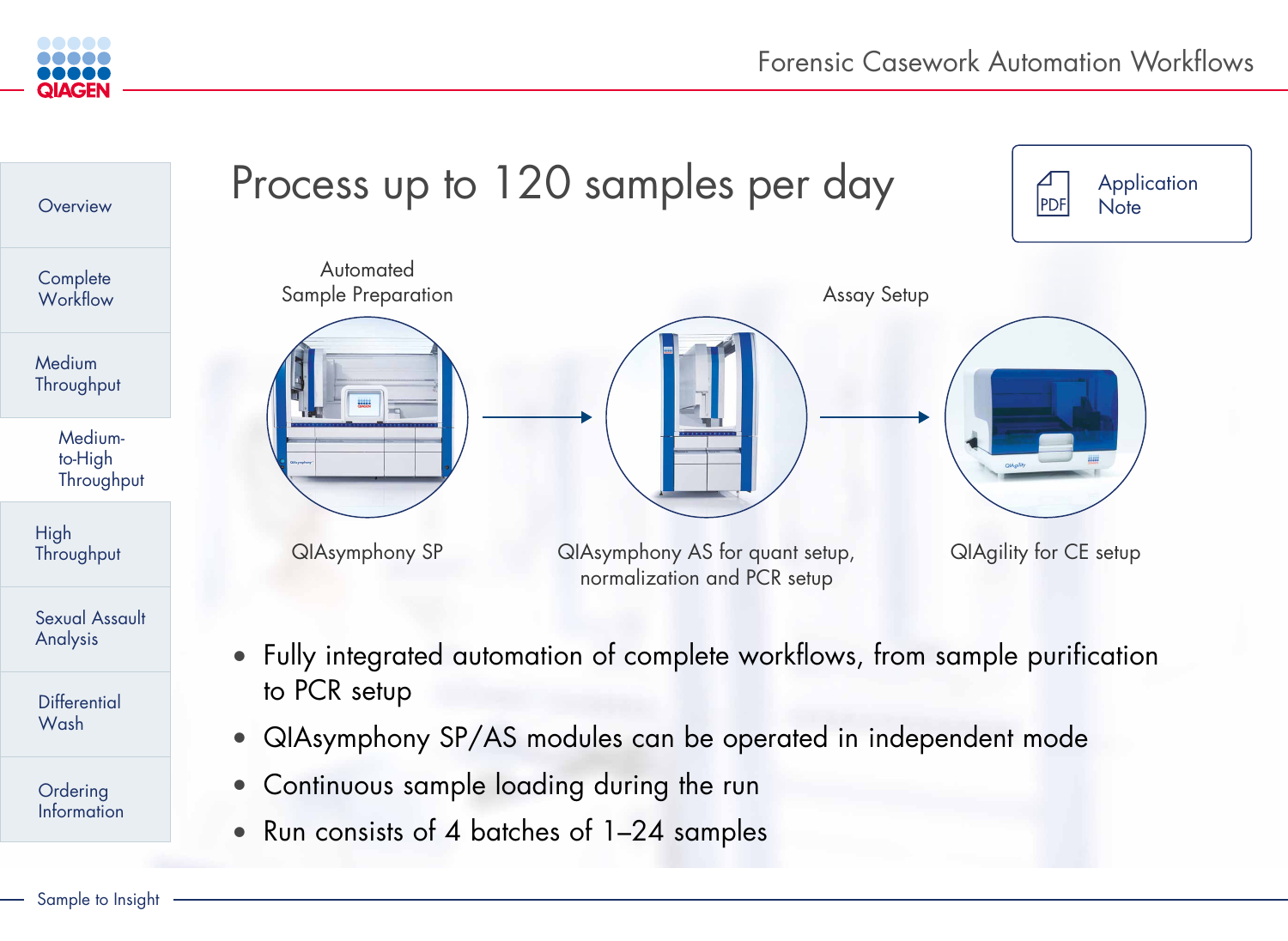# Process up to 120 samples per day

Application Note

Overview

Complete Workflow

Medium Throughput

Medium-to-High Throughput

High Throughput

Sexual Assault Analysis

Differential Wash

Ordering Information

Automated Sample Preparation

Assay Setup

QIAsymphony SP → QIAsymphony AS for quant setup, normalization and PCR setup → QIAgility for CE setup

- Fully integrated automation of complete workflows, from sample purification to PCR setup
- QIAsymphony SP/AS modules can be operated in independent mode
- Continuous sample loading during the run
- Run consists of 4 batches of 1–24 samples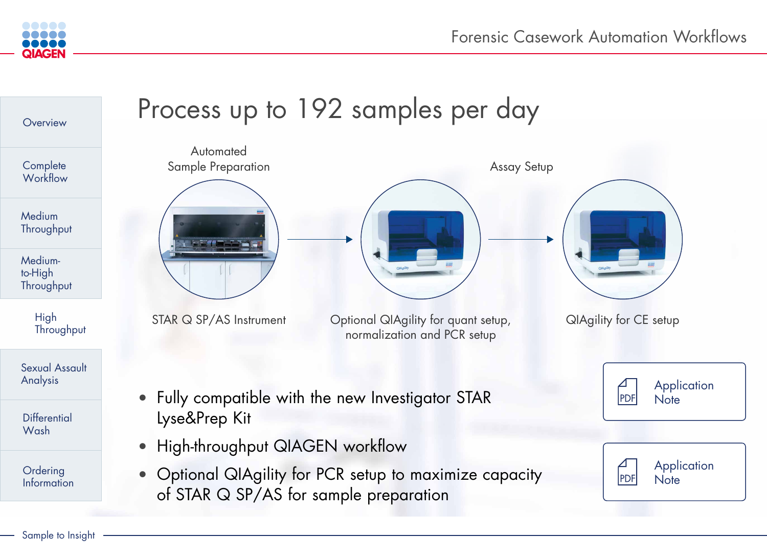# Process up to 192 samples per day

Automated Sample Preparation

Assay Setup

STAR Q SP/AS Instrument

Optional QIAgility for quant setup, normalization and PCR setup

QIAgility for CE setup

- Fully compatible with the new Investigator STAR Lyse&Prep Kit
- High-throughput QIAGEN workflow
- Optional QIAgility for PCR setup to maximize capacity of STAR Q SP/AS for sample preparation

Application Note

Application Note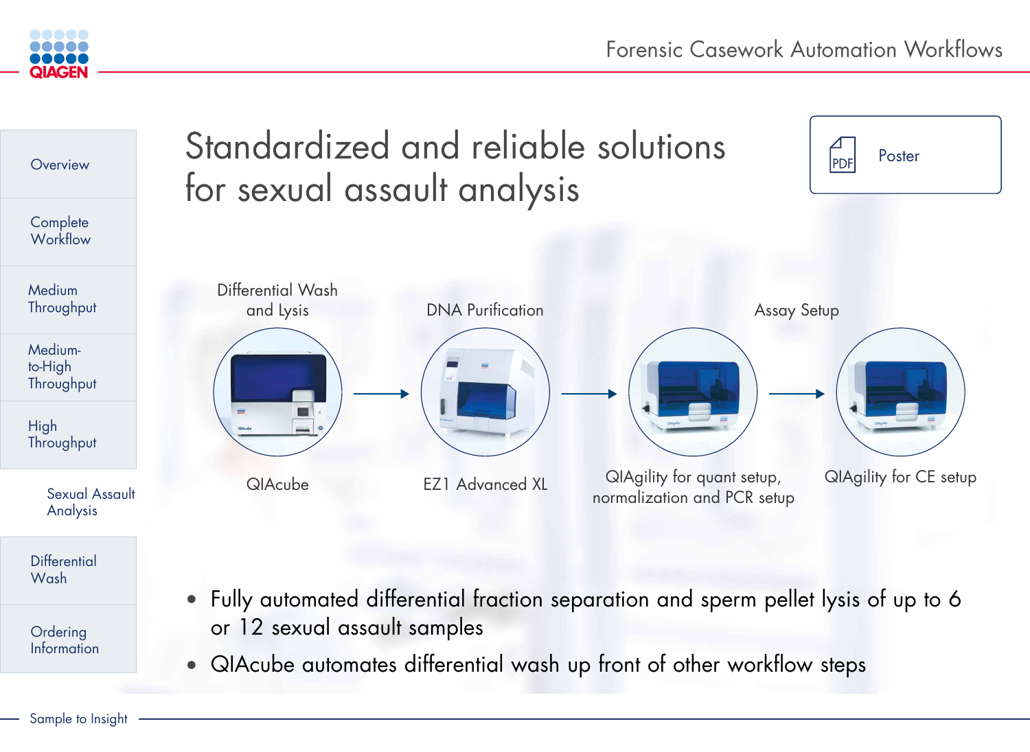Overview

Complete Workflow

Medium Throughput

Medium-to-High Throughput

High Throughput

Sexual Assault Analysis

Differential Wash

Ordering Information

# Standardized and reliable solutions for sexual assault analysis

Poster

Differential Wash and Lysis → DNA Purification → Assay Setup

QIAcube → EZ1 Advanced XL → QIAgility for quant setup, normalization and PCR setup → QIAgility for CE setup

- Fully automated differential fraction separation and sperm pellet lysis of up to 6 or 12 sexual assault samples
- QIAcube automates differential wash up front of other workflow steps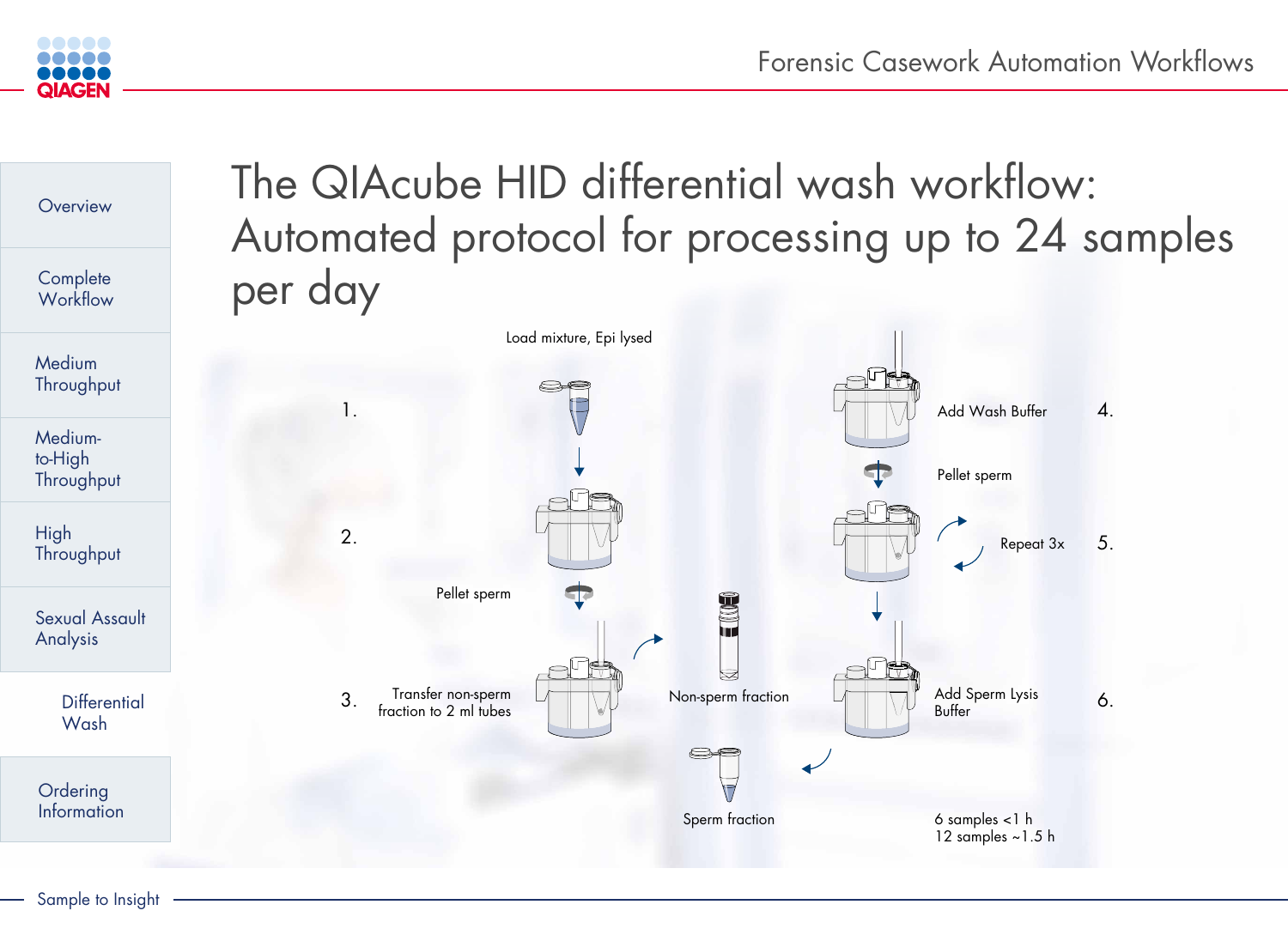# The QIAcube HID differential wash workflow: Automated protocol for processing up to 24 samples per day

Load mixture, Epi lysed

1.

2.

Pellet sperm

3. Transfer non-sperm fraction to 2 ml tubes

Non-sperm fraction

Sperm fraction

Add Wash Buffer 4.

Pellet sperm

Repeat 3x 5.

Add Sperm Lysis Buffer 6.

6 samples <1 h
12 samples ~1.5 h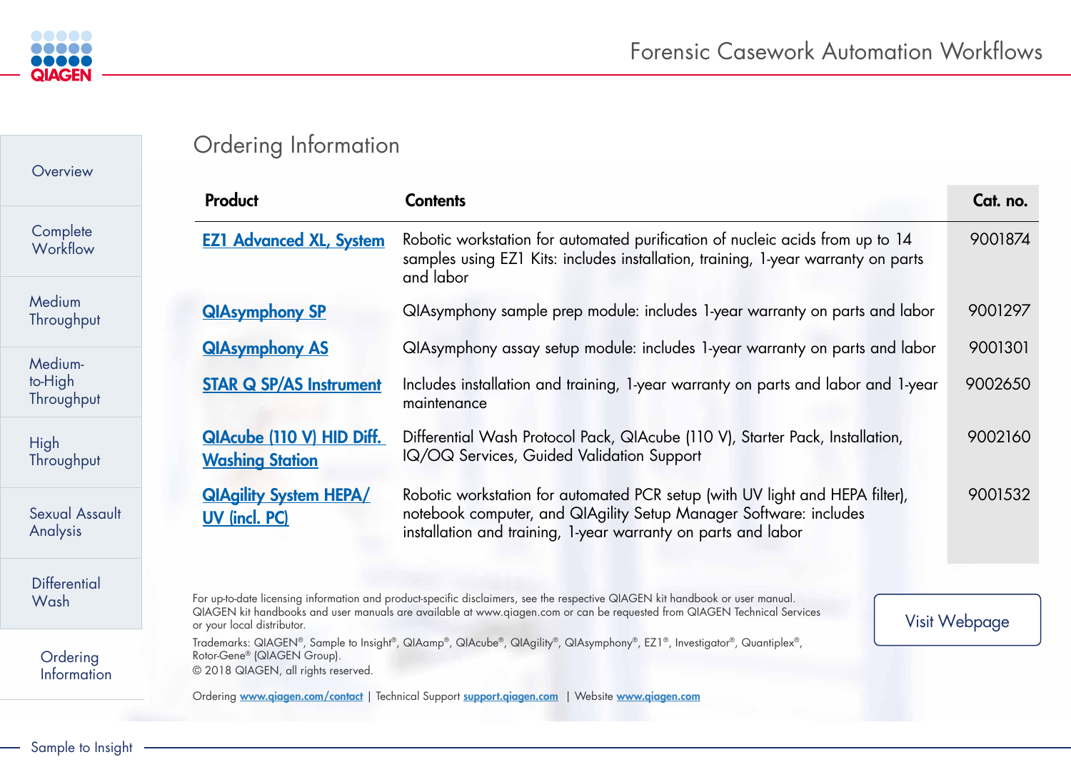# Ordering Information

| Product | Contents | Cat. no. |
|---|---|---|
| EZ1 Advanced XL, System | Robotic workstation for automated purification of nucleic acids from up to 14 samples using EZ1 Kits: includes installation, training, 1-year warranty on parts and labor | 9001874 |
| QIAsymphony SP | QIAsymphony sample prep module: includes 1-year warranty on parts and labor | 9001297 |
| QIAsymphony AS | QIAsymphony assay setup module: includes 1-year warranty on parts and labor | 9001301 |
| STAR Q SP/AS Instrument | Includes installation and training, 1-year warranty on parts and labor and 1-year maintenance | 9002650 |
| QIAcube (110 V) HID Diff. Washing Station | Differential Wash Protocol Pack, QIAcube (110 V), Starter Pack, Installation, IQ/OQ Services, Guided Validation Support | 9002160 |
| QIAgility System HEPA/UV (incl. PC) | Robotic workstation for automated PCR setup (with UV light and HEPA filter), notebook computer, and QIAgility Setup Manager Software: includes installation and training, 1-year warranty on parts and labor | 9001532 |

For up-to-date licensing information and product-specific disclaimers, see the respective QIAGEN kit handbook or user manual. QIAGEN kit handbooks and user manuals are available at www.qiagen.com or can be requested from QIAGEN Technical Services or your local distributor.

Trademarks: QIAGEN®, Sample to Insight®, QIAamp®, QIAcube®, QIAgility®, QIAsymphony®, EZ1®, Investigator®, Quantiplex®, Rotor-Gene® (QIAGEN Group).

© 2018 QIAGEN, all rights reserved.

Ordering www.qiagen.com/contact | Technical Support support.qiagen.com | Website www.qiagen.com

Visit Webpage